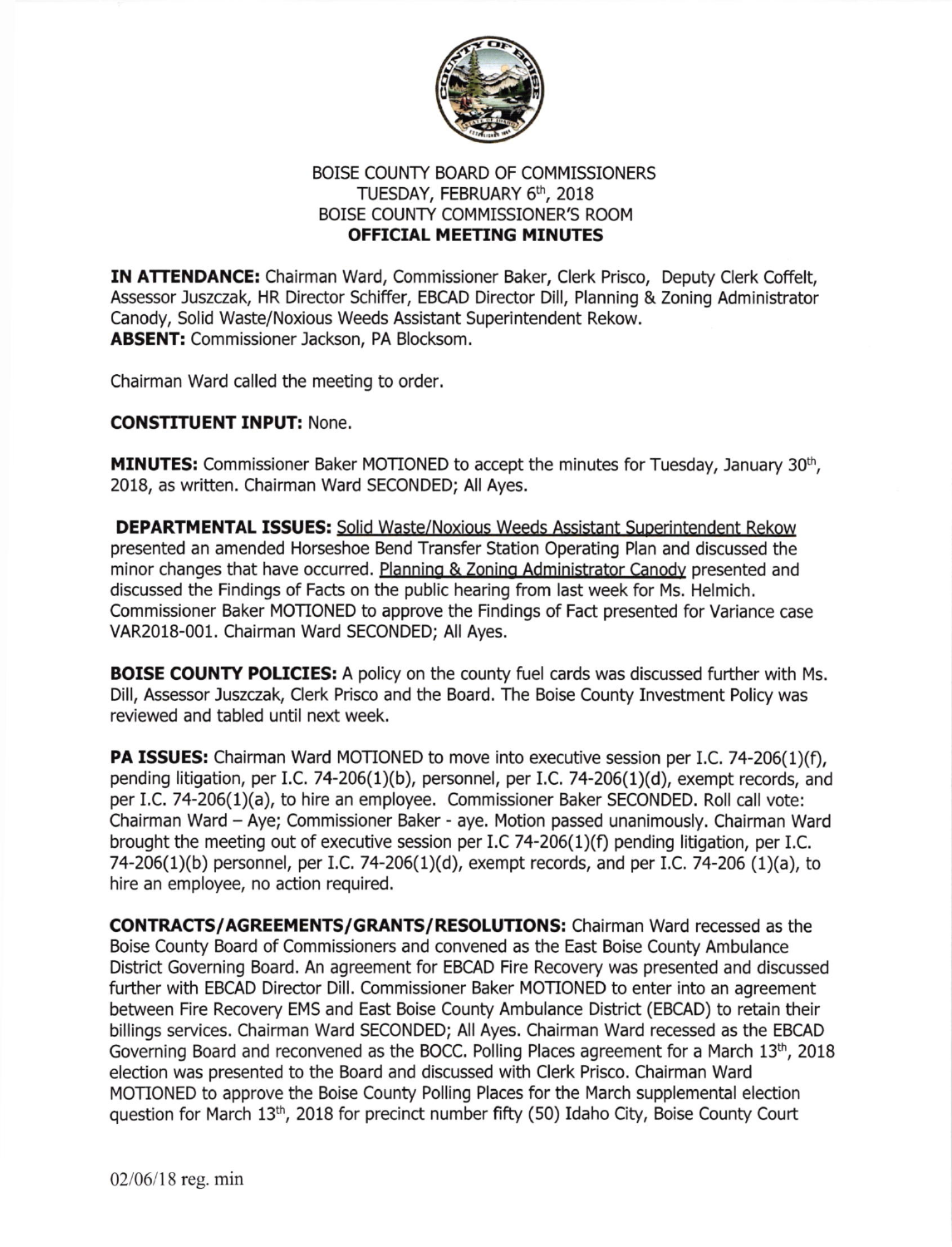BOISE COUNTY BOARD OF COMMISSIONERS
TUESDAY, FEBRUARY 6th, 2018
BOISE COUNTY COMMISSIONER'S ROOM
**OFFICIAL MEETING MINUTES**

**IN ATTENDANCE:** Chairman Ward, Commissioner Baker, Clerk Prisco, Deputy Clerk Coffelt, Assessor Juszczak, HR Director Schiffer, EBCAD Director Dill, Planning & Zoning Administrator Canody, Solid Waste/Noxious Weeds Assistant Superintendent Rekow.
**ABSENT:** Commissioner Jackson, PA Blocksom.

Chairman Ward called the meeting to order.

**CONSTITUENT INPUT:** None.

**MINUTES:** Commissioner Baker MOTIONED to accept the minutes for Tuesday, January 30th, 2018, as written. Chairman Ward SECONDED; All Ayes.

**DEPARTMENTAL ISSUES:** Solid Waste/Noxious Weeds Assistant Superintendent Rekow presented an amended Horseshoe Bend Transfer Station Operating Plan and discussed the minor changes that have occurred. Planning & Zoning Administrator Canody presented and discussed the Findings of Facts on the public hearing from last week for Ms. Helmich. Commissioner Baker MOTIONED to approve the Findings of Fact presented for Variance case VAR2018-001. Chairman Ward SECONDED; All Ayes.

**BOISE COUNTY POLICIES:** A policy on the county fuel cards was discussed further with Ms. Dill, Assessor Juszczak, Clerk Prisco and the Board. The Boise County Investment Policy was reviewed and tabled until next week.

**PA ISSUES:** Chairman Ward MOTIONED to move into executive session per I.C. 74-206(1)(f), pending litigation, per I.C. 74-206(1)(b), personnel, per I.C. 74-206(1)(d), exempt records, and per I.C. 74-206(1)(a), to hire an employee. Commissioner Baker SECONDED. Roll call vote: Chairman Ward – Aye; Commissioner Baker - aye. Motion passed unanimously. Chairman Ward brought the meeting out of executive session per I.C 74-206(1)(f) pending litigation, per I.C. 74-206(1)(b) personnel, per I.C. 74-206(1)(d), exempt records, and per I.C. 74-206 (1)(a), to hire an employee, no action required.

**CONTRACTS/AGREEMENTS/GRANTS/RESOLUTIONS:** Chairman Ward recessed as the Boise County Board of Commissioners and convened as the East Boise County Ambulance District Governing Board. An agreement for EBCAD Fire Recovery was presented and discussed further with EBCAD Director Dill. Commissioner Baker MOTIONED to enter into an agreement between Fire Recovery EMS and East Boise County Ambulance District (EBCAD) to retain their billings services. Chairman Ward SECONDED; All Ayes. Chairman Ward recessed as the EBCAD Governing Board and reconvened as the BOCC. Polling Places agreement for a March 13th, 2018 election was presented to the Board and discussed with Clerk Prisco. Chairman Ward MOTIONED to approve the Boise County Polling Places for the March supplemental election question for March 13th, 2018 for precinct number fifty (50) Idaho City, Boise County Court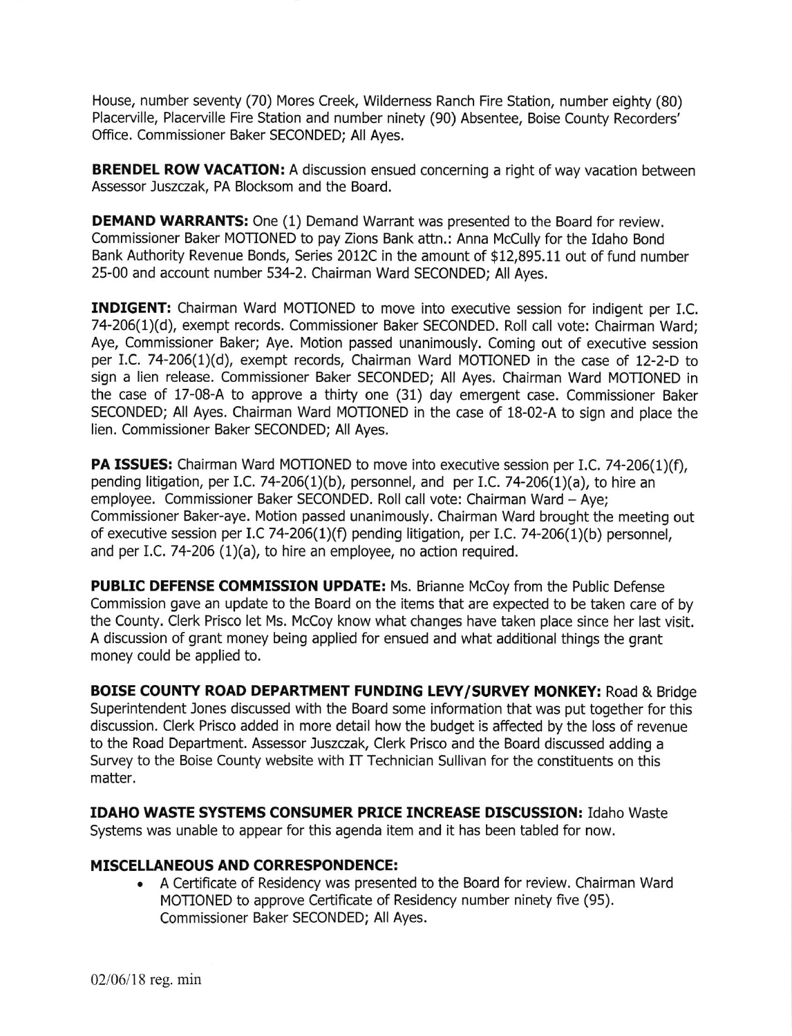House, number seventy (70) Mores Creek, Wilderness Ranch Fire Station, number eighty (80) Placerville, Placerville Fire Station and number ninety (90) Absentee, Boise County Recorders' Office. Commissioner Baker SECONDED; All Ayes.

**BRENDEL ROW VACATION:** A discussion ensued concerning a right of way vacation between Assessor Juszczak, PA Blocksom and the Board.

**DEMAND WARRANTS:** One (1) Demand Warrant was presented to the Board for review. Commissioner Baker MOTIONED to pay Zions Bank attn.: Anna McCully for the Idaho Bond Bank Authority Revenue Bonds, Series 2012C in the amount of $12,895.11 out of fund number 25-00 and account number 534-2. Chairman Ward SECONDED; All Ayes.

**INDIGENT:** Chairman Ward MOTIONED to move into executive session for indigent per I.C. 74-206(1)(d), exempt records. Commissioner Baker SECONDED. Roll call vote: Chairman Ward; Aye, Commissioner Baker; Aye. Motion passed unanimously. Coming out of executive session per I.C. 74-206(1)(d), exempt records, Chairman Ward MOTIONED in the case of 12-2-D to sign a lien release. Commissioner Baker SECONDED; All Ayes. Chairman Ward MOTIONED in the case of 17-08-A to approve a thirty one (31) day emergent case. Commissioner Baker SECONDED; All Ayes. Chairman Ward MOTIONED in the case of 18-02-A to sign and place the lien. Commissioner Baker SECONDED; All Ayes.

**PA ISSUES:** Chairman Ward MOTIONED to move into executive session per I.C. 74-206(1)(f), pending litigation, per I.C. 74-206(1)(b), personnel, and per I.C. 74-206(1)(a), to hire an employee. Commissioner Baker SECONDED. Roll call vote: Chairman Ward – Aye; Commissioner Baker-aye. Motion passed unanimously. Chairman Ward brought the meeting out of executive session per I.C 74-206(1)(f) pending litigation, per I.C. 74-206(1)(b) personnel, and per I.C. 74-206 (1)(a), to hire an employee, no action required.

**PUBLIC DEFENSE COMMISSION UPDATE:** Ms. Brianne McCoy from the Public Defense Commission gave an update to the Board on the items that are expected to be taken care of by the County. Clerk Prisco let Ms. McCoy know what changes have taken place since her last visit. A discussion of grant money being applied for ensued and what additional things the grant money could be applied to.

**BOISE COUNTY ROAD DEPARTMENT FUNDING LEVY/SURVEY MONKEY:** Road & Bridge Superintendent Jones discussed with the Board some information that was put together for this discussion. Clerk Prisco added in more detail how the budget is affected by the loss of revenue to the Road Department. Assessor Juszczak, Clerk Prisco and the Board discussed adding a Survey to the Boise County website with IT Technician Sullivan for the constituents on this matter.

**IDAHO WASTE SYSTEMS CONSUMER PRICE INCREASE DISCUSSION:** Idaho Waste Systems was unable to appear for this agenda item and it has been tabled for now.

**MISCELLANEOUS AND CORRESPONDENCE:**

- A Certificate of Residency was presented to the Board for review. Chairman Ward MOTIONED to approve Certificate of Residency number ninety five (95). Commissioner Baker SECONDED; All Ayes.

02/06/18 reg. min